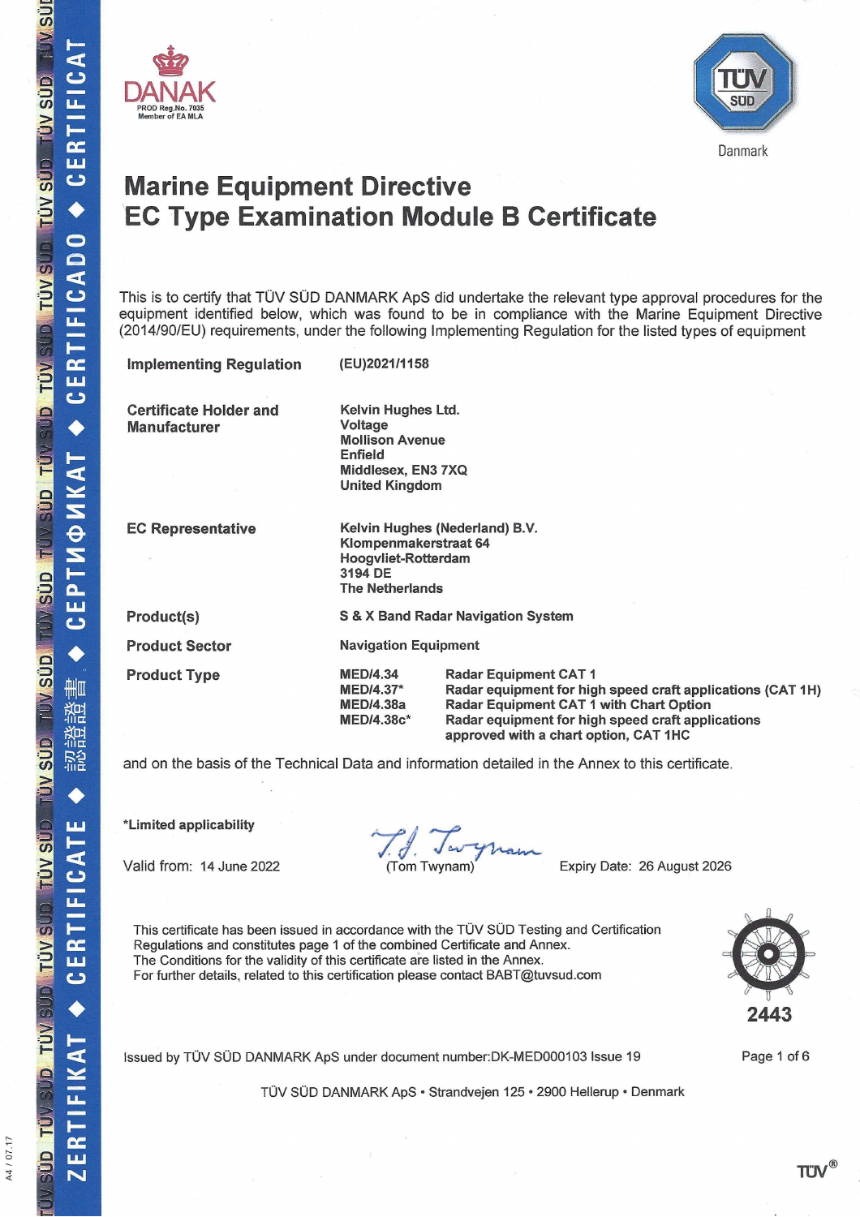DANAK
PROD Reg.No. 7035
Member of EA MLA

TÜV SÜD
Danmark

# Marine Equipment Directive
# EC Type Examination Module B Certificate

This is to certify that TÜV SÜD DANMARK ApS did undertake the relevant type approval procedures for the equipment identified below, which was found to be in compliance with the Marine Equipment Directive (2014/90/EU) requirements, under the following Implementing Regulation for the listed types of equipment

**Implementing Regulation** (EU)2021/1158

**Certificate Holder and Manufacturer**
Kelvin Hughes Ltd.
Voltage
Mollison Avenue
Enfield
Middlesex, EN3 7XQ
United Kingdom

**EC Representative**
Kelvin Hughes (Nederland) B.V.
Klompenmakerstraat 64
Hoogvliet-Rotterdam
3194 DE
The Netherlands

**Product(s)** S & X Band Radar Navigation System

**Product Sector** Navigation Equipment

**Product Type**

| | |
|---|---|
| MED/4.34 | Radar Equipment CAT 1 |
| MED/4.37* | Radar equipment for high speed craft applications (CAT 1H) |
| MED/4.38a | Radar Equipment CAT 1 with Chart Option |
| MED/4.38c* | Radar equipment for high speed craft applications approved with a chart option, CAT 1HC |

and on the basis of the Technical Data and information detailed in the Annex to this certificate.

*Limited applicability

Valid from: 14 June 2022

(Tom Twynam)

Expiry Date: 26 August 2026

This certificate has been issued in accordance with the TÜV SÜD Testing and Certification Regulations and constitutes page 1 of the combined Certificate and Annex.
The Conditions for the validity of this certificate are listed in the Annex.
For further details, related to this certification please contact BABT@tuvsud.com

2443

Issued by TÜV SÜD DANMARK ApS under document number:DK-MED000103 Issue 19

TÜV SÜD DANMARK ApS • Strandvejen 125 • 2900 Hellerup • Denmark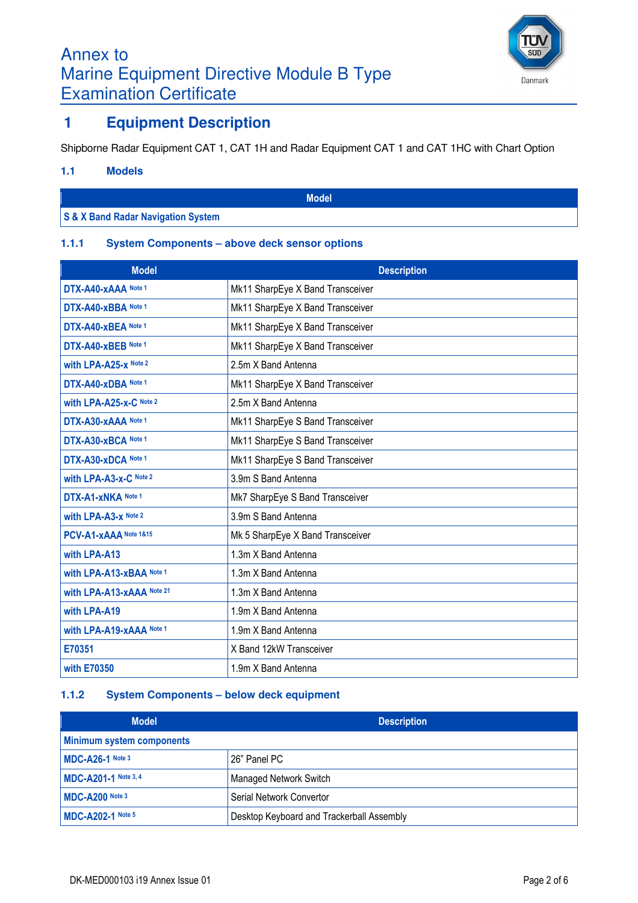# Annex to Marine Equipment Directive Module B Type Examination Certificate

## 1 Equipment Description

Shipborne Radar Equipment CAT 1, CAT 1H and Radar Equipment CAT 1 and CAT 1HC with Chart Option

### 1.1 Models

| Model |
|---|
| S & X Band Radar Navigation System |

#### 1.1.1 System Components – above deck sensor options

| Model | Description |
|---|---|
| DTX-A40-xAAA Note 1 | Mk11 SharpEye X Band Transceiver |
| DTX-A40-xBBA Note 1 | Mk11 SharpEye X Band Transceiver |
| DTX-A40-xBEA Note 1 | Mk11 SharpEye X Band Transceiver |
| DTX-A40-xBEB Note 1 | Mk11 SharpEye X Band Transceiver |
| with LPA-A25-x Note 2 | 2.5m X Band Antenna |
| DTX-A40-xDBA Note 1 | Mk11 SharpEye X Band Transceiver |
| with LPA-A25-x-C Note 2 | 2.5m X Band Antenna |
| DTX-A30-xAAA Note 1 | Mk11 SharpEye S Band Transceiver |
| DTX-A30-xBCA Note 1 | Mk11 SharpEye S Band Transceiver |
| DTX-A30-xDCA Note 1 | Mk11 SharpEye S Band Transceiver |
| with LPA-A3-x-C Note 2 | 3.9m S Band Antenna |
| DTX-A1-xNKA Note 1 | Mk7 SharpEye S Band Transceiver |
| with LPA-A3-x Note 2 | 3.9m S Band Antenna |
| PCV-A1-xAAA Note 1&15 | Mk 5 SharpEye X Band Transceiver |
| with LPA-A13 | 1.3m X Band Antenna |
| with LPA-A13-xBAA Note 1 | 1.3m X Band Antenna |
| with LPA-A13-xAAA Note 21 | 1.3m X Band Antenna |
| with LPA-A19 | 1.9m X Band Antenna |
| with LPA-A19-xAAA Note 1 | 1.9m X Band Antenna |
| E70351 | X Band 12kW Transceiver |
| with E70350 | 1.9m X Band Antenna |

#### 1.1.2 System Components – below deck equipment

| Model | Description |
|---|---|
| Minimum system components | |
| MDC-A26-1 Note 3 | 26" Panel PC |
| MDC-A201-1 Note 3, 4 | Managed Network Switch |
| MDC-A200 Note 3 | Serial Network Convertor |
| MDC-A202-1 Note 5 | Desktop Keyboard and Trackerball Assembly |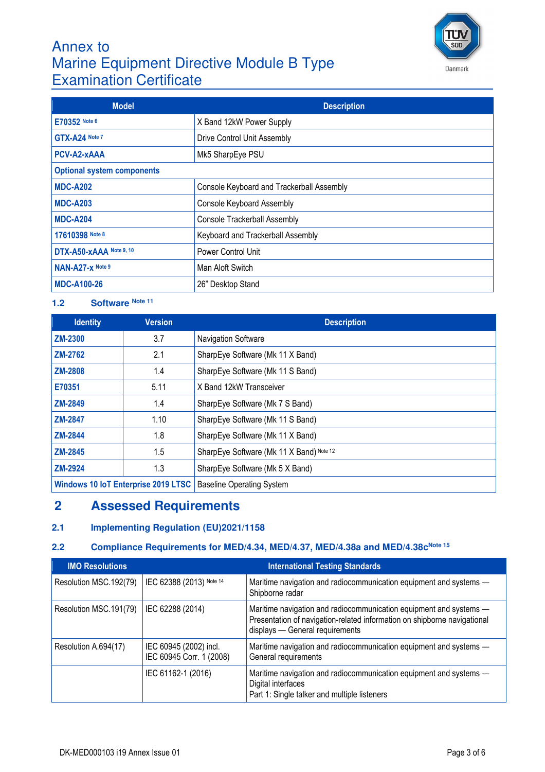| Model | Description |
|---|---|
| **E70352** Note 6 | X Band 12kW Power Supply |
| **GTX-A24** Note 7 | Drive Control Unit Assembly |
| **PCV-A2-xAAA** | Mk5 SharpEye PSU |
| **Optional system components** | |
| **MDC-A202** | Console Keyboard and Trackerball Assembly |
| **MDC-A203** | Console Keyboard Assembly |
| **MDC-A204** | Console Trackerball Assembly |
| **17610398** Note 8 | Keyboard and Trackerball Assembly |
| **DTX-A50-xAAA** Note 9, 10 | Power Control Unit |
| **NAN-A27-x** Note 9 | Man Aloft Switch |
| **MDC-A100-26** | 26" Desktop Stand |

### 1.2 Software Note 11

| Identity | Version | Description |
|---|---|---|
| **ZM-2300** | 3.7 | Navigation Software |
| **ZM-2762** | 2.1 | SharpEye Software (Mk 11 X Band) |
| **ZM-2808** | 1.4 | SharpEye Software (Mk 11 S Band) |
| **E70351** | 5.11 | X Band 12kW Transceiver |
| **ZM-2849** | 1.4 | SharpEye Software (Mk 7 S Band) |
| **ZM-2847** | 1.10 | SharpEye Software (Mk 11 S Band) |
| **ZM-2844** | 1.8 | SharpEye Software (Mk 11 X Band) |
| **ZM-2845** | 1.5 | SharpEye Software (Mk 11 X Band) Note 12 |
| **ZM-2924** | 1.3 | SharpEye Software (Mk 5 X Band) |
| **Windows 10 IoT Enterprise 2019 LTSC** | | Baseline Operating System |

## 2 Assessed Requirements

### 2.1 Implementing Regulation (EU)2021/1158

### 2.2 Compliance Requirements for MED/4.34, MED/4.37, MED/4.38a and MED/4.38c Note 15

| IMO Resolutions | International Testing Standards | |
|---|---|---|
| Resolution MSC.192(79) | IEC 62388 (2013) Note 14 | Maritime navigation and radiocommunication equipment and systems — Shipborne radar |
| Resolution MSC.191(79) | IEC 62288 (2014) | Maritime navigation and radiocommunication equipment and systems — Presentation of navigation-related information on shipborne navigational displays — General requirements |
| Resolution A.694(17) | IEC 60945 (2002) incl. IEC 60945 Corr. 1 (2008) | Maritime navigation and radiocommunication equipment and systems — General requirements |
| | IEC 61162-1 (2016) | Maritime navigation and radiocommunication equipment and systems — Digital interfaces Part 1: Single talker and multiple listeners |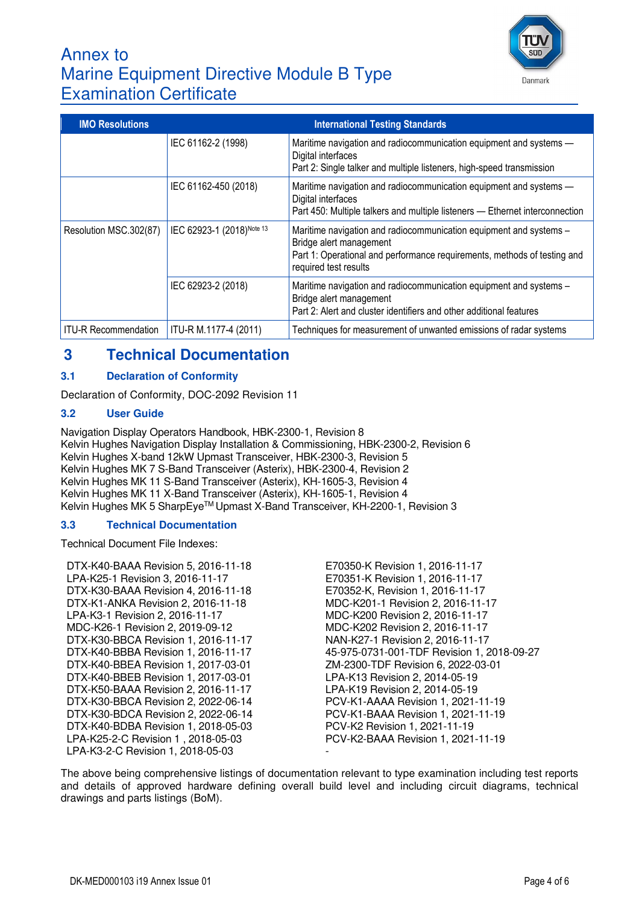# Annex to Marine Equipment Directive Module B Type Examination Certificate

| IMO Resolutions | International Testing Standards | |
|---|---|---|
| | IEC 61162-2 (1998) | Maritime navigation and radiocommunication equipment and systems — Digital interfaces<br>Part 2: Single talker and multiple listeners, high-speed transmission |
| | IEC 61162-450 (2018) | Maritime navigation and radiocommunication equipment and systems — Digital interfaces<br>Part 450: Multiple talkers and multiple listeners — Ethernet interconnection |
| Resolution MSC.302(87) | IEC 62923-1 (2018)[Note 13] | Maritime navigation and radiocommunication equipment and systems – Bridge alert management<br>Part 1: Operational and performance requirements, methods of testing and required test results |
| | IEC 62923-2 (2018) | Maritime navigation and radiocommunication equipment and systems – Bridge alert management<br>Part 2: Alert and cluster identifiers and other additional features |
| ITU-R Recommendation | ITU-R M.1177-4 (2011) | Techniques for measurement of unwanted emissions of radar systems |

## 3 Technical Documentation

### 3.1 Declaration of Conformity

Declaration of Conformity, DOC-2092 Revision 11

### 3.2 User Guide

Navigation Display Operators Handbook, HBK-2300-1, Revision 8
Kelvin Hughes Navigation Display Installation & Commissioning, HBK-2300-2, Revision 6
Kelvin Hughes X-band 12kW Upmast Transceiver, HBK-2300-3, Revision 5
Kelvin Hughes MK 7 S-Band Transceiver (Asterix), HBK-2300-4, Revision 2
Kelvin Hughes MK 11 S-Band Transceiver (Asterix), KH-1605-3, Revision 4
Kelvin Hughes MK 11 X-Band Transceiver (Asterix), KH-1605-1, Revision 4
Kelvin Hughes MK 5 SharpEye™ Upmast X-Band Transceiver, KH-2200-1, Revision 3

### 3.3 Technical Documentation

Technical Document File Indexes:

DTX-K40-BAAA Revision 5, 2016-11-18
LPA-K25-1 Revision 3, 2016-11-17
DTX-K30-BAAA Revision 4, 2016-11-18
DTX-K1-ANKA Revision 2, 2016-11-18
LPA-K3-1 Revision 2, 2016-11-17
MDC-K26-1 Revision 2, 2019-09-12
DTX-K30-BBCA Revision 1, 2016-11-17
DTX-K40-BBBA Revision 1, 2016-11-17
DTX-K40-BBEA Revision 1, 2017-03-01
DTX-K40-BBEB Revision 1, 2017-03-01
DTX-K50-BAAA Revision 2, 2016-11-17
DTX-K30-BBCA Revision 2, 2022-06-14
DTX-K30-BDCA Revision 2, 2022-06-14
DTX-K40-BDBA Revision 1, 2018-05-03
LPA-K25-2-C Revision 1 , 2018-05-03
LPA-K3-2-C Revision 1, 2018-05-03
E70350-K Revision 1, 2016-11-17
E70351-K Revision 1, 2016-11-17
E70352-K, Revision 1, 2016-11-17
MDC-K201-1 Revision 2, 2016-11-17
MDC-K200 Revision 2, 2016-11-17
MDC-K202 Revision 2, 2016-11-17
NAN-K27-1 Revision 2, 2016-11-17
45-975-0731-001-TDF Revision 1, 2018-09-27
ZM-2300-TDF Revision 6, 2022-03-01
LPA-K13 Revision 2, 2014-05-19
LPA-K19 Revision 2, 2014-05-19
PCV-K1-AAAA Revision 1, 2021-11-19
PCV-K1-BAAA Revision 1, 2021-11-19
PCV-K2 Revision 1, 2021-11-19
PCV-K2-BAAA Revision 1, 2021-11-19
-

The above being comprehensive listings of documentation relevant to type examination including test reports and details of approved hardware defining overall build level and including circuit diagrams, technical drawings and parts listings (BoM).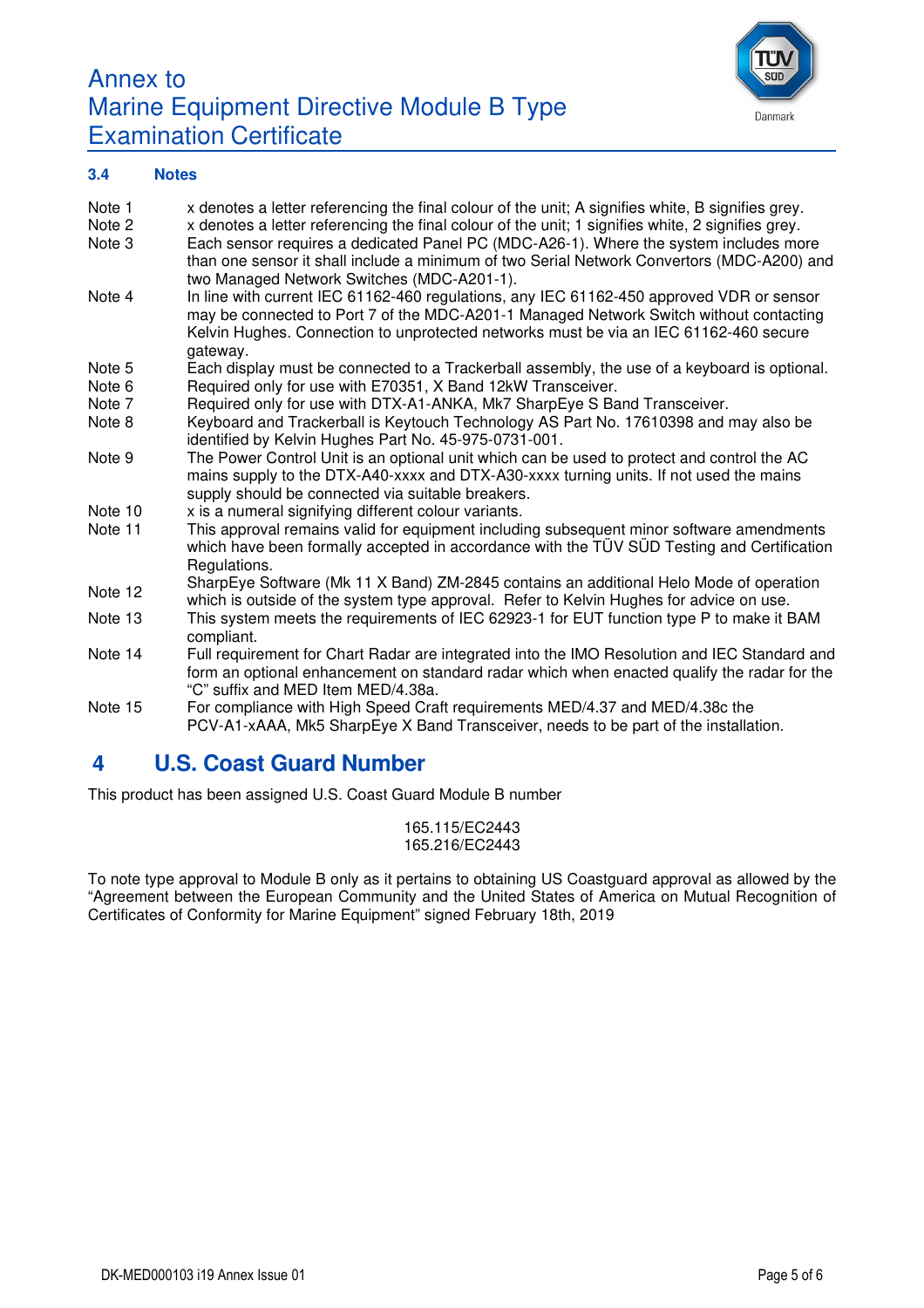# Annex to Marine Equipment Directive Module B Type Examination Certificate

### 3.4 Notes

| | |
|---|---|
| Note 1 | x denotes a letter referencing the final colour of the unit; A signifies white, B signifies grey. |
| Note 2 | x denotes a letter referencing the final colour of the unit; 1 signifies white, 2 signifies grey. |
| Note 3 | Each sensor requires a dedicated Panel PC (MDC-A26-1). Where the system includes more than one sensor it shall include a minimum of two Serial Network Convertors (MDC-A200) and two Managed Network Switches (MDC-A201-1). |
| Note 4 | In line with current IEC 61162-460 regulations, any IEC 61162-450 approved VDR or sensor may be connected to Port 7 of the MDC-A201-1 Managed Network Switch without contacting Kelvin Hughes. Connection to unprotected networks must be via an IEC 61162-460 secure gateway. |
| Note 5 | Each display must be connected to a Trackerball assembly, the use of a keyboard is optional. |
| Note 6 | Required only for use with E70351, X Band 12kW Transceiver. |
| Note 7 | Required only for use with DTX-A1-ANKA, Mk7 SharpEye S Band Transceiver. |
| Note 8 | Keyboard and Trackerball is Keytouch Technology AS Part No. 17610398 and may also be identified by Kelvin Hughes Part No. 45-975-0731-001. |
| Note 9 | The Power Control Unit is an optional unit which can be used to protect and control the AC mains supply to the DTX-A40-xxxx and DTX-A30-xxxx turning units. If not used the mains supply should be connected via suitable breakers. |
| Note 10 | x is a numeral signifying different colour variants. |
| Note 11 | This approval remains valid for equipment including subsequent minor software amendments which have been formally accepted in accordance with the TÜV SÜD Testing and Certification Regulations. |
| Note 12 | SharpEye Software (Mk 11 X Band) ZM-2845 contains an additional Helo Mode of operation which is outside of the system type approval. Refer to Kelvin Hughes for advice on use. |
| Note 13 | This system meets the requirements of IEC 62923-1 for EUT function type P to make it BAM compliant. |
| Note 14 | Full requirement for Chart Radar are integrated into the IMO Resolution and IEC Standard and form an optional enhancement on standard radar which when enacted qualify the radar for the "C" suffix and MED Item MED/4.38a. |
| Note 15 | For compliance with High Speed Craft requirements MED/4.37 and MED/4.38c the PCV-A1-xAAA, Mk5 SharpEye X Band Transceiver, needs to be part of the installation. |

## 4 U.S. Coast Guard Number

This product has been assigned U.S. Coast Guard Module B number

165.115/EC2443
165.216/EC2443

To note type approval to Module B only as it pertains to obtaining US Coastguard approval as allowed by the "Agreement between the European Community and the United States of America on Mutual Recognition of Certificates of Conformity for Marine Equipment" signed February 18th, 2019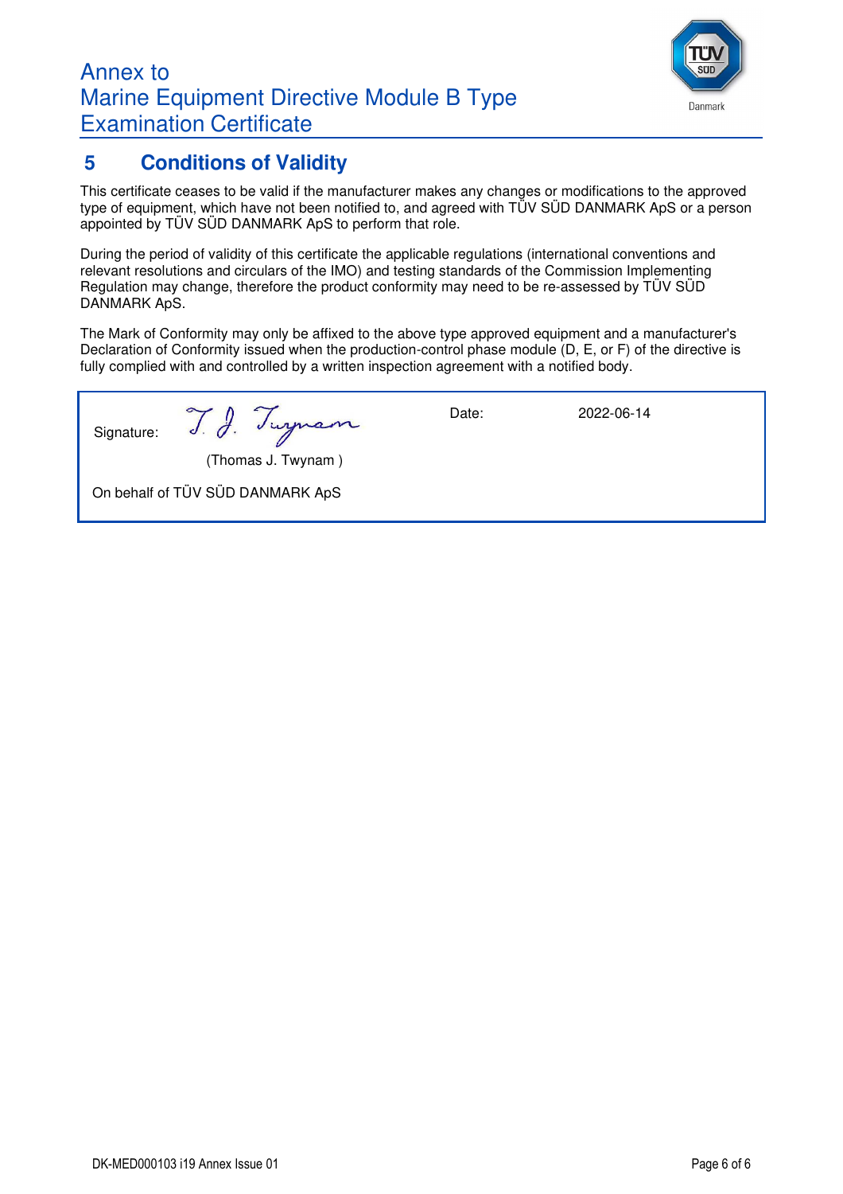# Annex to Marine Equipment Directive Module B Type Examination Certificate

## 5 Conditions of Validity

This certificate ceases to be valid if the manufacturer makes any changes or modifications to the approved type of equipment, which have not been notified to, and agreed with TÜV SÜD DANMARK ApS or a person appointed by TÜV SÜD DANMARK ApS to perform that role.

During the period of validity of this certificate the applicable regulations (international conventions and relevant resolutions and circulars of the IMO) and testing standards of the Commission Implementing Regulation may change, therefore the product conformity may need to be re-assessed by TÜV SÜD DANMARK ApS.

The Mark of Conformity may only be affixed to the above type approved equipment and a manufacturer's Declaration of Conformity issued when the production-control phase module (D, E, or F) of the directive is fully complied with and controlled by a written inspection agreement with a notified body.

| | | | |
|---|---|---|---|
| Signature: | T. J. Twynam<br>(Thomas J. Twynam ) | Date: | 2022-06-14 |
| On behalf of TÜV SÜD DANMARK ApS | | | |